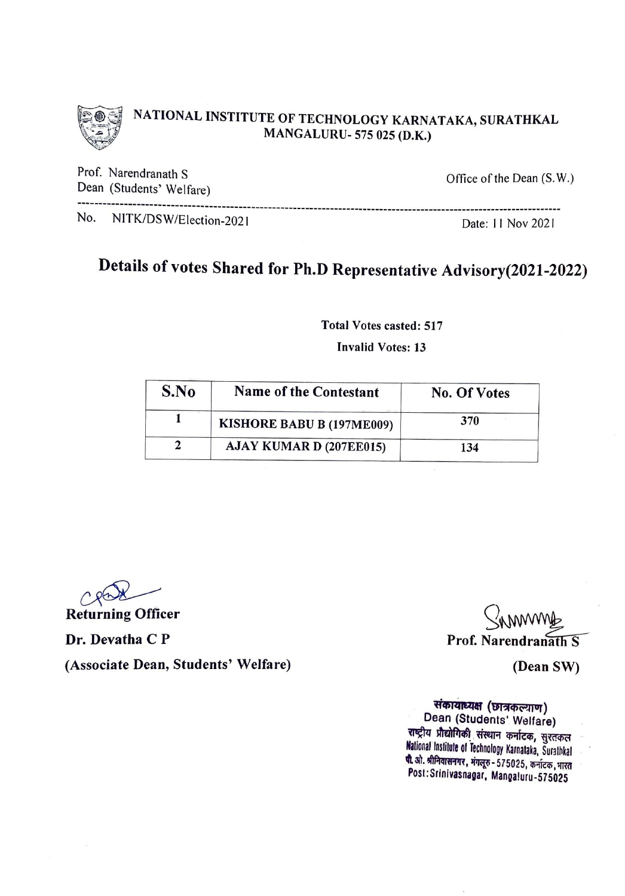NATIONAL INSTITUTE OF TECHNOLOGY KARNATAKA, SURATHKAL
MANGALURU- 575 025 (D.K.)

Prof. Narendranath S
Dean (Students' Welfare)

Office of the Dean (S.W.)

---

No. NITK/DSW/Election-2021

Date: 11 Nov 2021

# Details of votes Shared for Ph.D Representative Advisory(2021-2022)

**Total Votes casted: 517**

**Invalid Votes: 13**

| S.No | Name of the Contestant | No. Of Votes |
|---|---|---|
| 1 | KISHORE BABU B (197ME009) | 370 |
| 2 | AJAY KUMAR D (207EE015) | 134 |

**Returning Officer**

**Dr. Devatha C P**

**(Associate Dean, Students' Welfare)**

**Prof. Narendranath S**

**(Dean SW)**

संकायाध्यक्ष (छात्रकल्याण)
Dean (Students' Welfare)
राष्ट्रीय प्रौद्योगिकी संस्थान कर्नाटक, सुरतकल
National Institute of Technology Karnataka, Surathkal
पो. ओ. श्रीनिवासनगर, मंगलूरु - 575025, कर्नाटक, भारत
Post: Srinivasnagar, Mangaluru-575025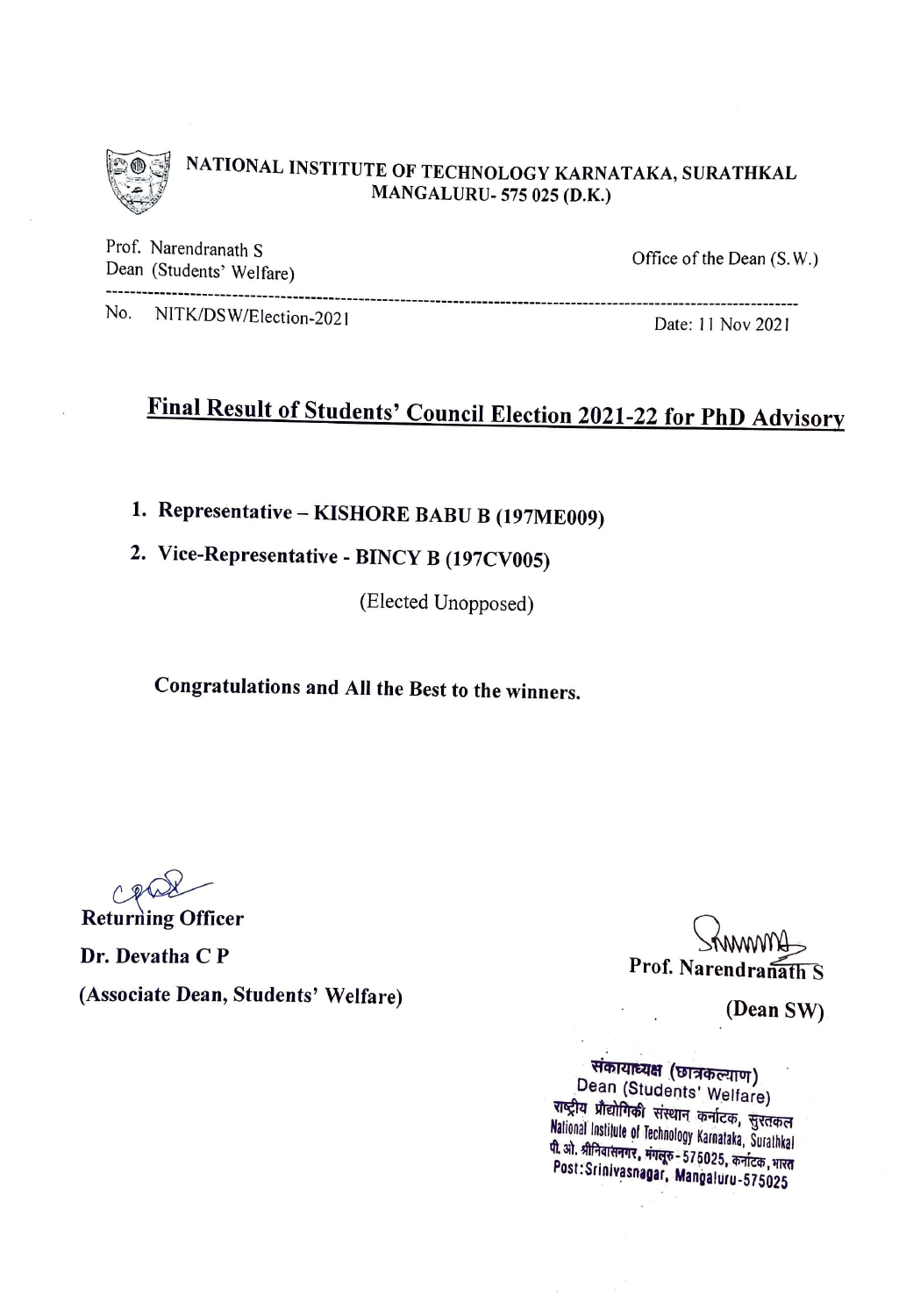NATIONAL INSTITUTE OF TECHNOLOGY KARNATAKA, SURATHKAL
MANGALURU- 575 025 (D.K.)

Prof. Narendranath S
Dean (Students' Welfare)

Office of the Dean (S.W.)

No. NITK/DSW/Election-2021

Date: 11 Nov 2021

## Final Result of Students' Council Election 2021-22 for PhD Advisory

1. **Representative – KISHORE BABU B (197ME009)**
2. **Vice-Representative - BINCY B (197CV005)**

(Elected Unopposed)

**Congratulations and All the Best to the winners.**

**Returning Officer**
**Dr. Devatha C P**
**(Associate Dean, Students' Welfare)**

**Prof. Narendranath S**
**(Dean SW)**

संकायाध्यक्ष (छात्रकल्याण)
Dean (Students' Welfare)
राष्ट्रीय प्रौद्योगिकी संस्थान कर्नाटक, सुरतकल
National Institute of Technology Karnataka, Surathkal
पी. ओ. श्रीनिवासनगर, मंगलूरु - 575025, कर्नाटक, भारत
Post: Srinivasnagar, Mangaluru-575025